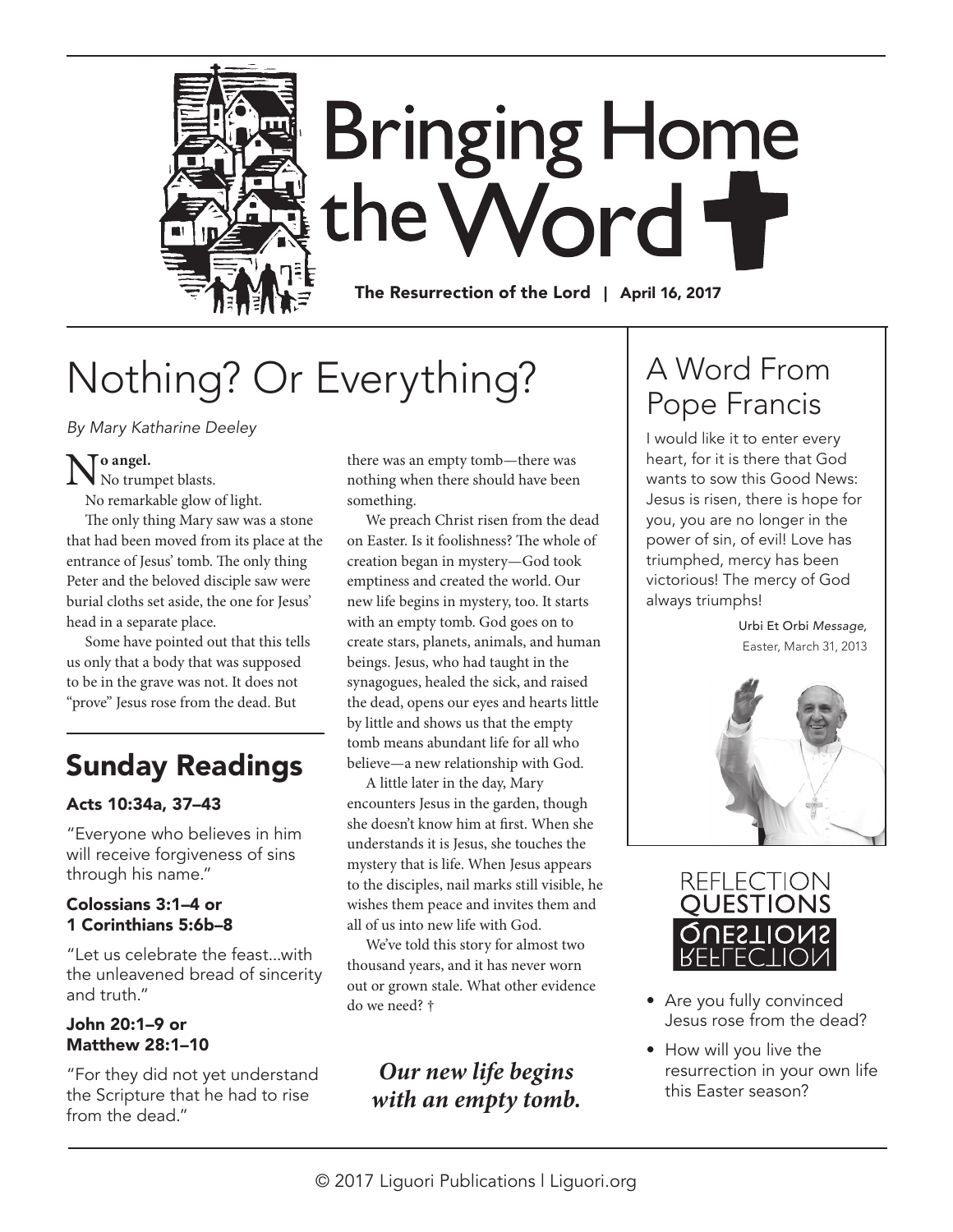# Bringing Home the Word

**The Resurrection of the Lord | April 16, 2017**

## Nothing? Or Everything?

*By Mary Katharine Deeley*

**No angel.**
No trumpet blasts.
No remarkable glow of light.

The only thing Mary saw was a stone that had been moved from its place at the entrance of Jesus' tomb. The only thing Peter and the beloved disciple saw were burial cloths set aside, the one for Jesus' head in a separate place.

Some have pointed out that this tells us only that a body that was supposed to be in the grave was not. It does not "prove" Jesus rose from the dead. But there was an empty tomb—there was nothing when there should have been something.

We preach Christ risen from the dead on Easter. Is it foolishness? The whole of creation began in mystery—God took emptiness and created the world. Our new life begins in mystery, too. It starts with an empty tomb. God goes on to create stars, planets, animals, and human beings. Jesus, who had taught in the synagogues, healed the sick, and raised the dead, opens our eyes and hearts little by little and shows us that the empty tomb means abundant life for all who believe—a new relationship with God.

A little later in the day, Mary encounters Jesus in the garden, though she doesn't know him at first. When she understands it is Jesus, she touches the mystery that is life. When Jesus appears to the disciples, nail marks still visible, he wishes them peace and invites them and all of us into new life with God.

We've told this story for almost two thousand years, and it has never worn out or grown stale. What other evidence do we need? †

***Our new life begins with an empty tomb.***

## Sunday Readings

### Acts 10:34a, 37–43

"Everyone who believes in him will receive forgiveness of sins through his name."

### Colossians 3:1–4 or 1 Corinthians 5:6b–8

"Let us celebrate the feast...with the unleavened bread of sincerity and truth."

### John 20:1–9 or Matthew 28:1–10

"For they did not yet understand the Scripture that he had to rise from the dead."

## A Word From Pope Francis

I would like it to enter every heart, for it is there that God wants to sow this Good News: Jesus is risen, there is hope for you, you are no longer in the power of sin, of evil! Love has triumphed, mercy has been victorious! The mercy of God always triumphs!

Urbi Et Orbi *Message,*
Easter, March 31, 2013

## Reflection Questions

- Are you fully convinced Jesus rose from the dead?
- How will you live the resurrection in your own life this Easter season?

© 2017 Liguori Publications | Liguori.org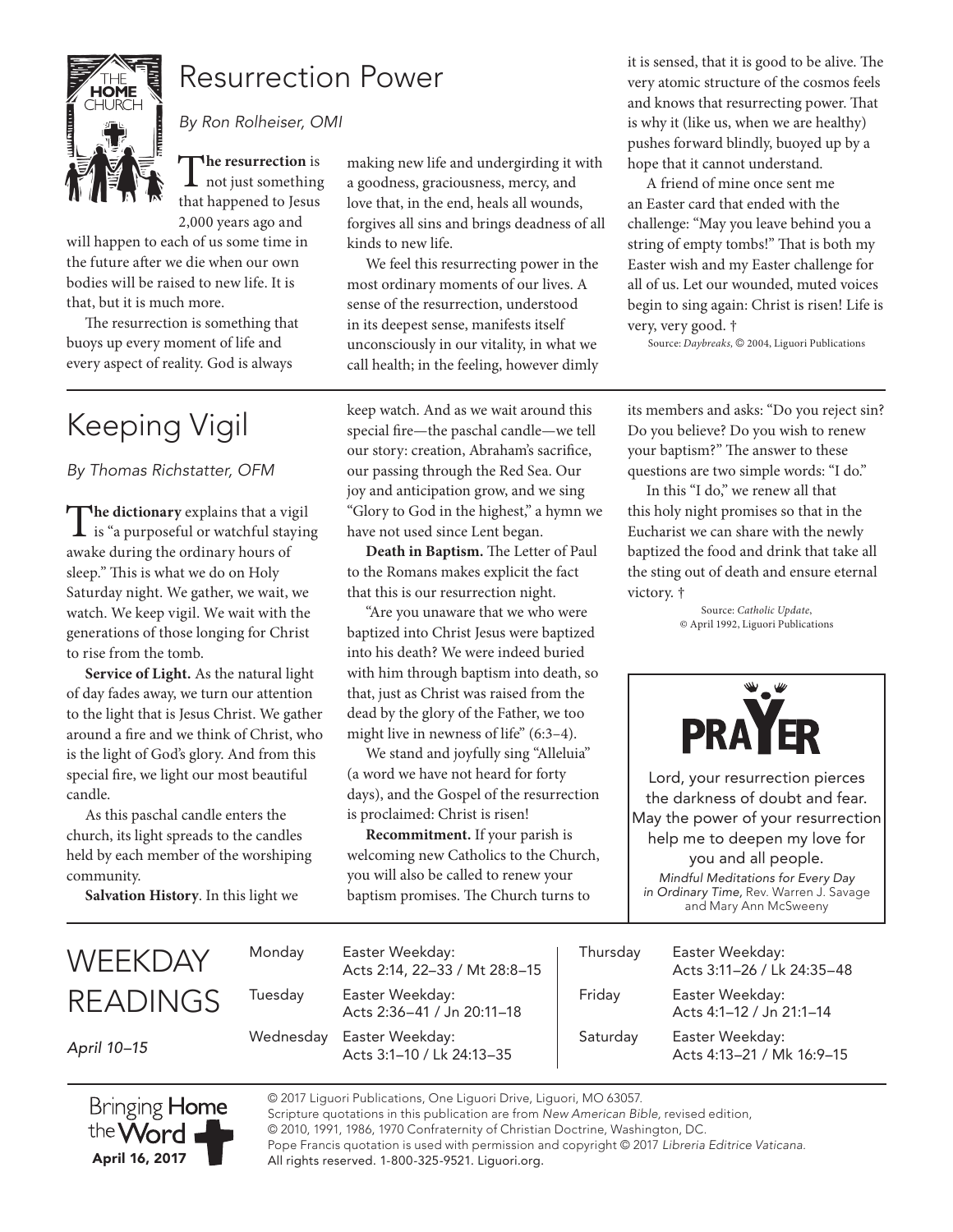# Resurrection Power

*By Ron Rolheiser, OMI*

**The resurrection** is not just something that happened to Jesus 2,000 years ago and will happen to each of us some time in the future after we die when our own bodies will be raised to new life. It is that, but it is much more.

The resurrection is something that buoys up every moment of life and every aspect of reality. God is always making new life and undergirding it with a goodness, graciousness, mercy, and love that, in the end, heals all wounds, forgives all sins and brings deadness of all kinds to new life.

We feel this resurrecting power in the most ordinary moments of our lives. A sense of the resurrection, understood in its deepest sense, manifests itself unconsciously in our vitality, in what we call health; in the feeling, however dimly it is sensed, that it is good to be alive. The very atomic structure of the cosmos feels and knows that resurrecting power. That is why it (like us, when we are healthy) pushes forward blindly, buoyed up by a hope that it cannot understand.

A friend of mine once sent me an Easter card that ended with the challenge: "May you leave behind you a string of empty tombs!" That is both my Easter wish and my Easter challenge for all of us. Let our wounded, muted voices begin to sing again: Christ is risen! Life is very, very good. †

Source: *Daybreaks*, © 2004, Liguori Publications

# Keeping Vigil

*By Thomas Richstatter, OFM*

**The dictionary** explains that a vigil is "a purposeful or watchful staying awake during the ordinary hours of sleep." This is what we do on Holy Saturday night. We gather, we wait, we watch. We keep vigil. We wait with the generations of those longing for Christ to rise from the tomb.

**Service of Light.** As the natural light of day fades away, we turn our attention to the light that is Jesus Christ. We gather around a fire and we think of Christ, who is the light of God's glory. And from this special fire, we light our most beautiful candle.

As this paschal candle enters the church, its light spreads to the candles held by each member of the worshiping community.

**Salvation History**. In this light we keep watch. And as we wait around this special fire—the paschal candle—we tell our story: creation, Abraham's sacrifice, our passing through the Red Sea. Our joy and anticipation grow, and we sing "Glory to God in the highest," a hymn we have not used since Lent began.

**Death in Baptism.** The Letter of Paul to the Romans makes explicit the fact that this is our resurrection night.

"Are you unaware that we who were baptized into Christ Jesus were baptized into his death? We were indeed buried with him through baptism into death, so that, just as Christ was raised from the dead by the glory of the Father, we too might live in newness of life" (6:3–4).

We stand and joyfully sing "Alleluia" (a word we have not heard for forty days), and the Gospel of the resurrection is proclaimed: Christ is risen!

**Recommitment.** If your parish is welcoming new Catholics to the Church, you will also be called to renew your baptism promises. The Church turns to its members and asks: "Do you reject sin? Do you believe? Do you wish to renew your baptism?" The answer to these questions are two simple words: "I do."

In this "I do," we renew all that this holy night promises so that in the Eucharist we can share with the newly baptized the food and drink that take all the sting out of death and ensure eternal victory. †

Source: *Catholic Update*, © April 1992, Liguori Publications

## PRAYER

Lord, your resurrection pierces the darkness of doubt and fear. May the power of your resurrection help me to deepen my love for you and all people.

*Mindful Meditations for Every Day in Ordinary Time,* Rev. Warren J. Savage and Mary Ann McSweeny

# WEEKDAY READINGS

*April 10–15*

| | | | |
|---|---|---|---|
| Monday | Easter Weekday: Acts 2:14, 22–33 / Mt 28:8–15 | Thursday | Easter Weekday: Acts 3:11–26 / Lk 24:35–48 |
| Tuesday | Easter Weekday: Acts 2:36–41 / Jn 20:11–18 | Friday | Easter Weekday: Acts 4:1–12 / Jn 21:1–14 |
| Wednesday | Easter Weekday: Acts 3:1–10 / Lk 24:13–35 | Saturday | Easter Weekday: Acts 4:13–21 / Mk 16:9–15 |

Bringing Home the Word
April 16, 2017

© 2017 Liguori Publications, One Liguori Drive, Liguori, MO 63057.
Scripture quotations in this publication are from *New American Bible,* revised edition, © 2010, 1991, 1986, 1970 Confraternity of Christian Doctrine, Washington, DC.
Pope Francis quotation is used with permission and copyright © 2017 *Libreria Editrice Vaticana.*
All rights reserved. 1-800-325-9521. Liguori.org.